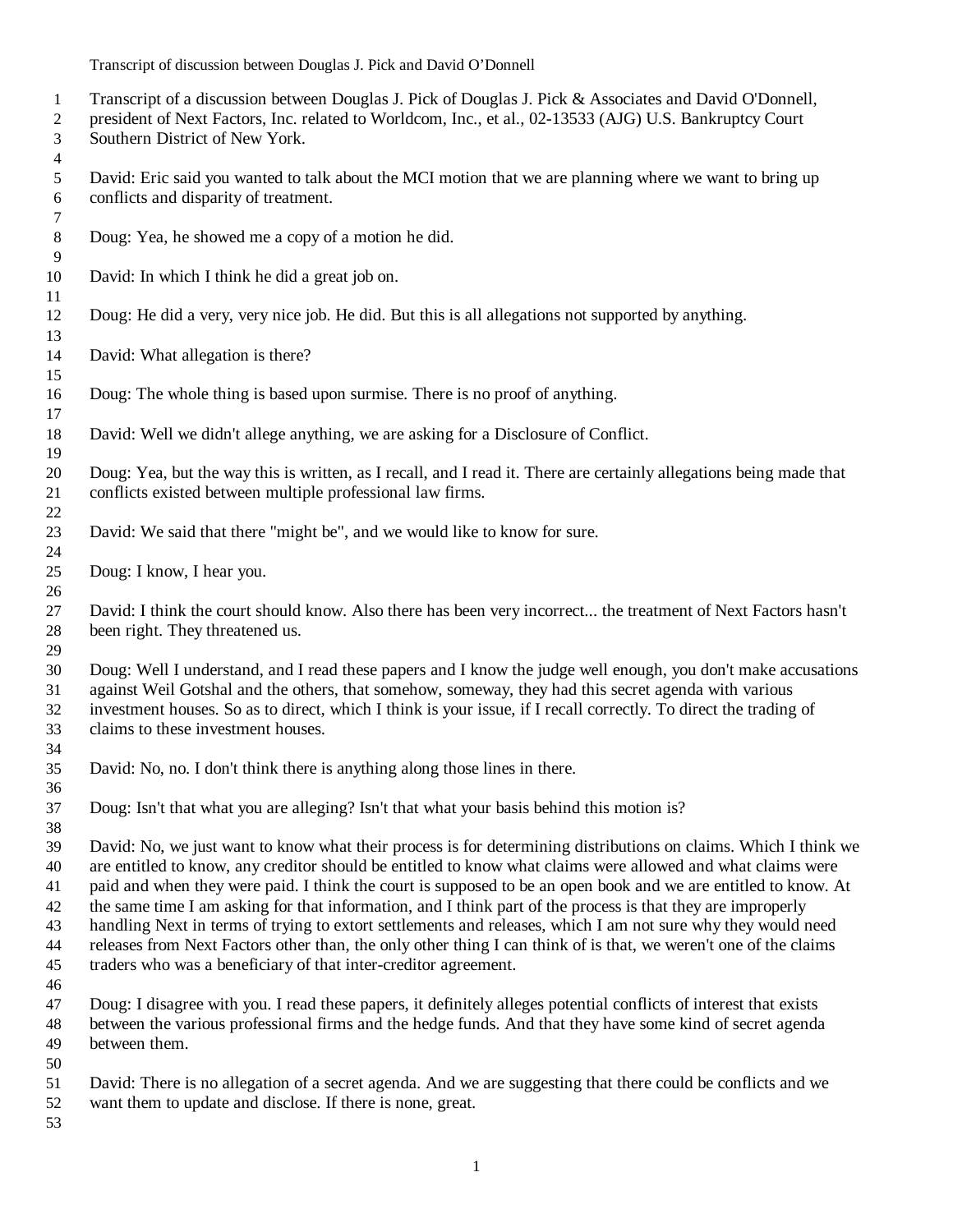Transcript of a discussion between Douglas J. Pick of Douglas J. Pick & Associates and David O'Donnell, president of Next Factors, Inc. related to Worldcom, Inc., et al., 02-13533 (AJG) U.S. Bankruptcy Court Southern District of New York.

David: Eric said you wanted to talk about the MCI motion that we are planning where we want to bring up conflicts and disparity of treatment.

Doug: Yea, he showed me a copy of a motion he did.

David: In which I think he did a great job on.

Doug: He did a very, very nice job. He did. But this is all allegations not supported by anything.

David: What allegation is there?

Doug: The whole thing is based upon surmise. There is no proof of anything.

David: Well we didn't allege anything, we are asking for a Disclosure of Conflict.

Doug: Yea, but the way this is written, as I recall, and I read it. There are certainly allegations being made that conflicts existed between multiple professional law firms.

David: We said that there "might be", and we would like to know for sure.

Doug: I know, I hear you.

David: I think the court should know. Also there has been very incorrect... the treatment of Next Factors hasn't been right. They threatened us.

Doug: Well I understand, and I read these papers and I know the judge well enough, you don't make accusations against Weil Gotshal and the others, that somehow, someway, they had this secret agenda with various investment houses. So as to direct, which I think is your issue, if I recall correctly. To direct the trading of claims to these investment houses.

David: No, no. I don't think there is anything along those lines in there.

Doug: Isn't that what you are alleging? Isn't that what your basis behind this motion is?

David: No, we just want to know what their process is for determining distributions on claims. Which I think we are entitled to know, any creditor should be entitled to know what claims were allowed and what claims were paid and when they were paid. I think the court is supposed to be an open book and we are entitled to know. At the same time I am asking for that information, and I think part of the process is that they are improperly handling Next in terms of trying to extort settlements and releases, which I am not sure why they would need releases from Next Factors other than, the only other thing I can think of is that, we weren't one of the claims traders who was a beneficiary of that inter-creditor agreement.

Doug: I disagree with you. I read these papers, it definitely alleges potential conflicts of interest that exists between the various professional firms and the hedge funds. And that they have some kind of secret agenda between them.

David: There is no allegation of a secret agenda. And we are suggesting that there could be conflicts and we want them to update and disclose. If there is none, great.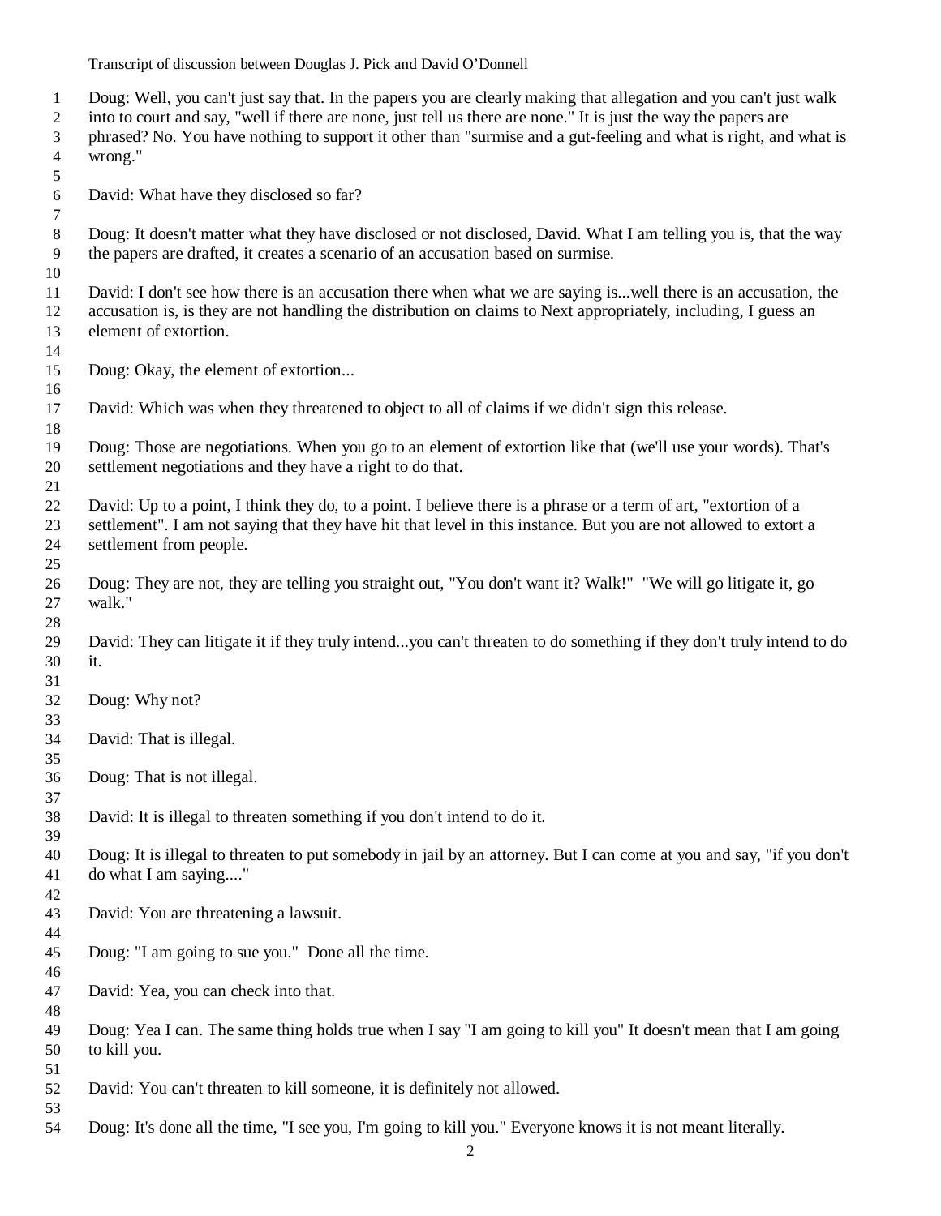Transcript of discussion between Douglas J. Pick and David O'Donnell

Doug: Well, you can't just say that. In the papers you are clearly making that allegation and you can't just walk into to court and say, "well if there are none, just tell us there are none." It is just the way the papers are phrased? No. You have nothing to support it other than "surmise and a gut-feeling and what is right, and what is wrong."

David: What have they disclosed so far?

Doug: It doesn't matter what they have disclosed or not disclosed, David. What I am telling you is, that the way the papers are drafted, it creates a scenario of an accusation based on surmise.

David: I don't see how there is an accusation there when what we are saying is...well there is an accusation, the accusation is, is they are not handling the distribution on claims to Next appropriately, including, I guess an element of extortion.

Doug: Okay, the element of extortion...

David: Which was when they threatened to object to all of claims if we didn't sign this release.

Doug: Those are negotiations. When you go to an element of extortion like that (we'll use your words). That's settlement negotiations and they have a right to do that.

David: Up to a point, I think they do, to a point. I believe there is a phrase or a term of art, "extortion of a settlement". I am not saying that they have hit that level in this instance. But you are not allowed to extort a settlement from people.

Doug: They are not, they are telling you straight out, "You don't want it? Walk!" "We will go litigate it, go walk."

David: They can litigate it if they truly intend...you can't threaten to do something if they don't truly intend to do it.

Doug: Why not?

David: That is illegal.

Doug: That is not illegal.

David: It is illegal to threaten something if you don't intend to do it.

Doug: It is illegal to threaten to put somebody in jail by an attorney. But I can come at you and say, "if you don't do what I am saying...."

David: You are threatening a lawsuit.

Doug: "I am going to sue you." Done all the time.

David: Yea, you can check into that.

Doug: Yea I can. The same thing holds true when I say "I am going to kill you" It doesn't mean that I am going to kill you.

David: You can't threaten to kill someone, it is definitely not allowed.

Doug: It's done all the time, "I see you, I'm going to kill you." Everyone knows it is not meant literally.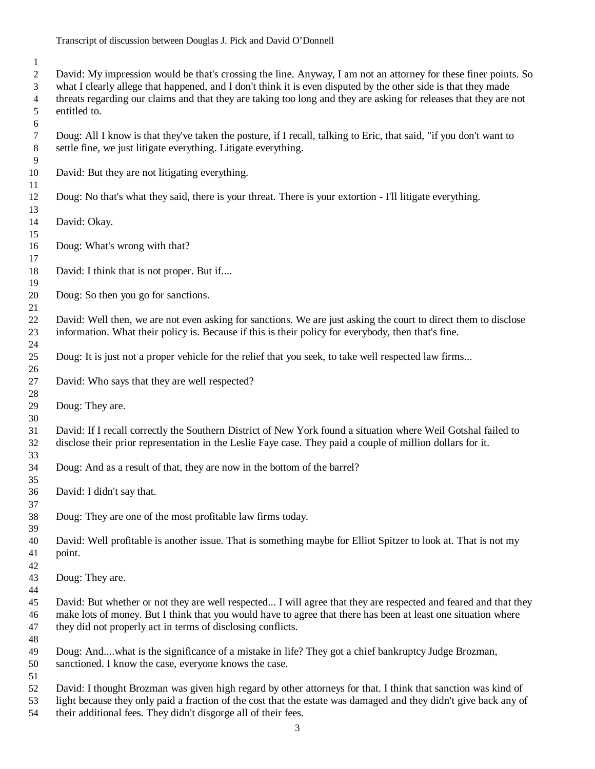David: My impression would be that's crossing the line. Anyway, I am not an attorney for these finer points. So what I clearly allege that happened, and I don't think it is even disputed by the other side is that they made threats regarding our claims and that they are taking too long and they are asking for releases that they are not entitled to.

Doug: All I know is that they've taken the posture, if I recall, talking to Eric, that said, "if you don't want to settle fine, we just litigate everything. Litigate everything.

David: But they are not litigating everything.

Doug: No that's what they said, there is your threat. There is your extortion - I'll litigate everything.

David: Okay.

Doug: What's wrong with that?

David: I think that is not proper. But if....

Doug: So then you go for sanctions.

David: Well then, we are not even asking for sanctions. We are just asking the court to direct them to disclose information. What their policy is. Because if this is their policy for everybody, then that's fine.

Doug: It is just not a proper vehicle for the relief that you seek, to take well respected law firms...

David: Who says that they are well respected?

Doug: They are.

David: If I recall correctly the Southern District of New York found a situation where Weil Gotshal failed to disclose their prior representation in the Leslie Faye case. They paid a couple of million dollars for it.

Doug: And as a result of that, they are now in the bottom of the barrel?

David: I didn't say that.

Doug: They are one of the most profitable law firms today.

David: Well profitable is another issue. That is something maybe for Elliot Spitzer to look at. That is not my point.

Doug: They are.

David: But whether or not they are well respected... I will agree that they are respected and feared and that they make lots of money. But I think that you would have to agree that there has been at least one situation where they did not properly act in terms of disclosing conflicts.

Doug: And....what is the significance of a mistake in life? They got a chief bankruptcy Judge Brozman, sanctioned. I know the case, everyone knows the case.

David: I thought Brozman was given high regard by other attorneys for that. I think that sanction was kind of light because they only paid a fraction of the cost that the estate was damaged and they didn't give back any of their additional fees. They didn't disgorge all of their fees.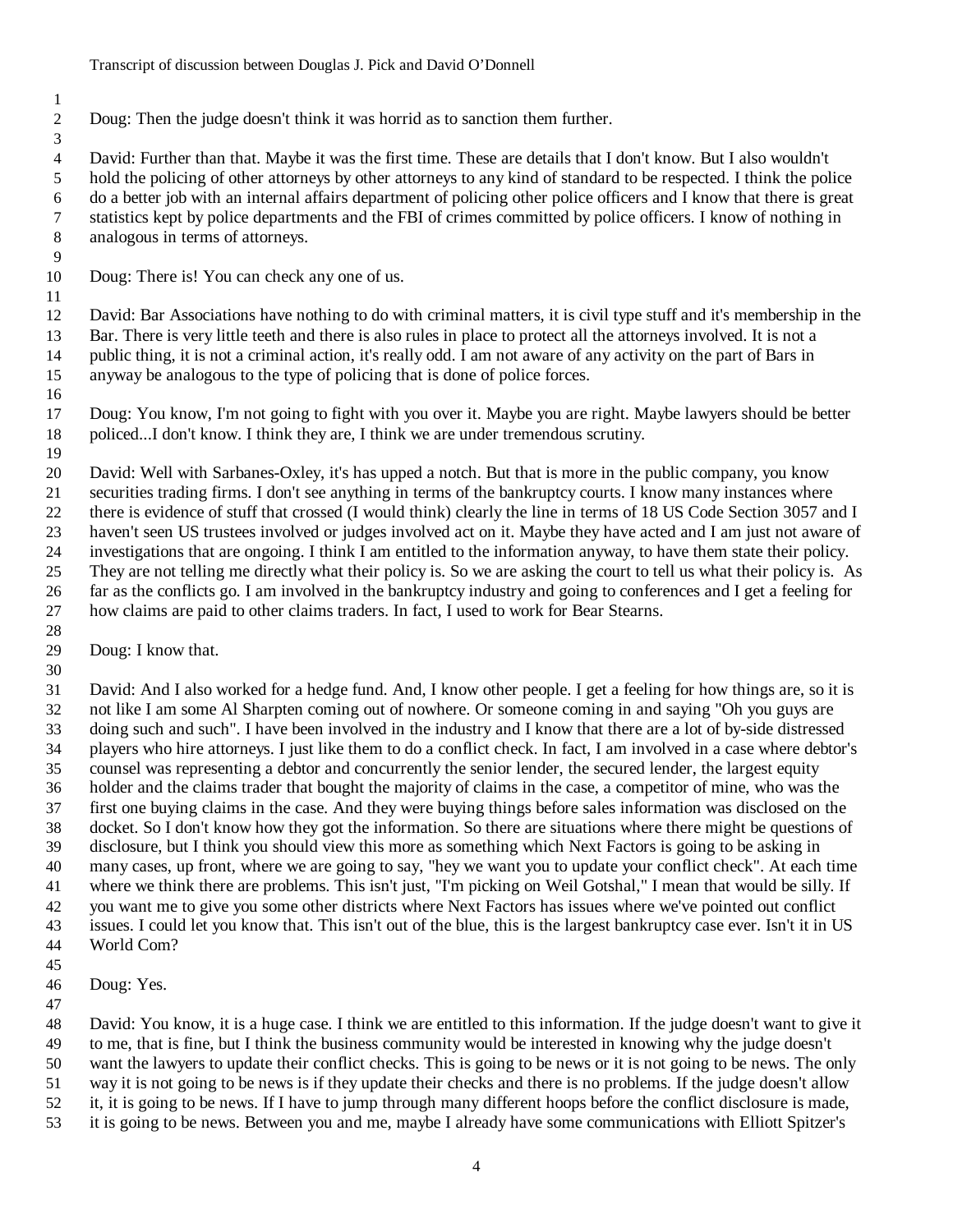Doug: Then the judge doesn't think it was horrid as to sanction them further.

David: Further than that. Maybe it was the first time. These are details that I don't know. But I also wouldn't hold the policing of other attorneys by other attorneys to any kind of standard to be respected. I think the police do a better job with an internal affairs department of policing other police officers and I know that there is great statistics kept by police departments and the FBI of crimes committed by police officers. I know of nothing in analogous in terms of attorneys.

Doug: There is! You can check any one of us.

David: Bar Associations have nothing to do with criminal matters, it is civil type stuff and it's membership in the Bar. There is very little teeth and there is also rules in place to protect all the attorneys involved. It is not a public thing, it is not a criminal action, it's really odd. I am not aware of any activity on the part of Bars in anyway be analogous to the type of policing that is done of police forces.

Doug: You know, I'm not going to fight with you over it. Maybe you are right. Maybe lawyers should be better policed...I don't know. I think they are, I think we are under tremendous scrutiny.

David: Well with Sarbanes-Oxley, it's has upped a notch. But that is more in the public company, you know securities trading firms. I don't see anything in terms of the bankruptcy courts. I know many instances where there is evidence of stuff that crossed (I would think) clearly the line in terms of 18 US Code Section 3057 and I haven't seen US trustees involved or judges involved act on it. Maybe they have acted and I am just not aware of investigations that are ongoing. I think I am entitled to the information anyway, to have them state their policy. They are not telling me directly what their policy is. So we are asking the court to tell us what their policy is. As far as the conflicts go. I am involved in the bankruptcy industry and going to conferences and I get a feeling for how claims are paid to other claims traders. In fact, I used to work for Bear Stearns.

Doug: I know that.

David: And I also worked for a hedge fund. And, I know other people. I get a feeling for how things are, so it is not like I am some Al Sharpten coming out of nowhere. Or someone coming in and saying "Oh you guys are doing such and such". I have been involved in the industry and I know that there are a lot of by-side distressed players who hire attorneys. I just like them to do a conflict check. In fact, I am involved in a case where debtor's counsel was representing a debtor and concurrently the senior lender, the secured lender, the largest equity holder and the claims trader that bought the majority of claims in the case, a competitor of mine, who was the first one buying claims in the case. And they were buying things before sales information was disclosed on the docket. So I don't know how they got the information. So there are situations where there might be questions of disclosure, but I think you should view this more as something which Next Factors is going to be asking in many cases, up front, where we are going to say, "hey we want you to update your conflict check". At each time where we think there are problems. This isn't just, "I'm picking on Weil Gotshal," I mean that would be silly. If you want me to give you some other districts where Next Factors has issues where we've pointed out conflict issues. I could let you know that. This isn't out of the blue, this is the largest bankruptcy case ever. Isn't it in US World Com?

Doug: Yes.

David: You know, it is a huge case. I think we are entitled to this information. If the judge doesn't want to give it to me, that is fine, but I think the business community would be interested in knowing why the judge doesn't want the lawyers to update their conflict checks. This is going to be news or it is not going to be news. The only way it is not going to be news is if they update their checks and there is no problems. If the judge doesn't allow it, it is going to be news. If I have to jump through many different hoops before the conflict disclosure is made, it is going to be news. Between you and me, maybe I already have some communications with Elliott Spitzer's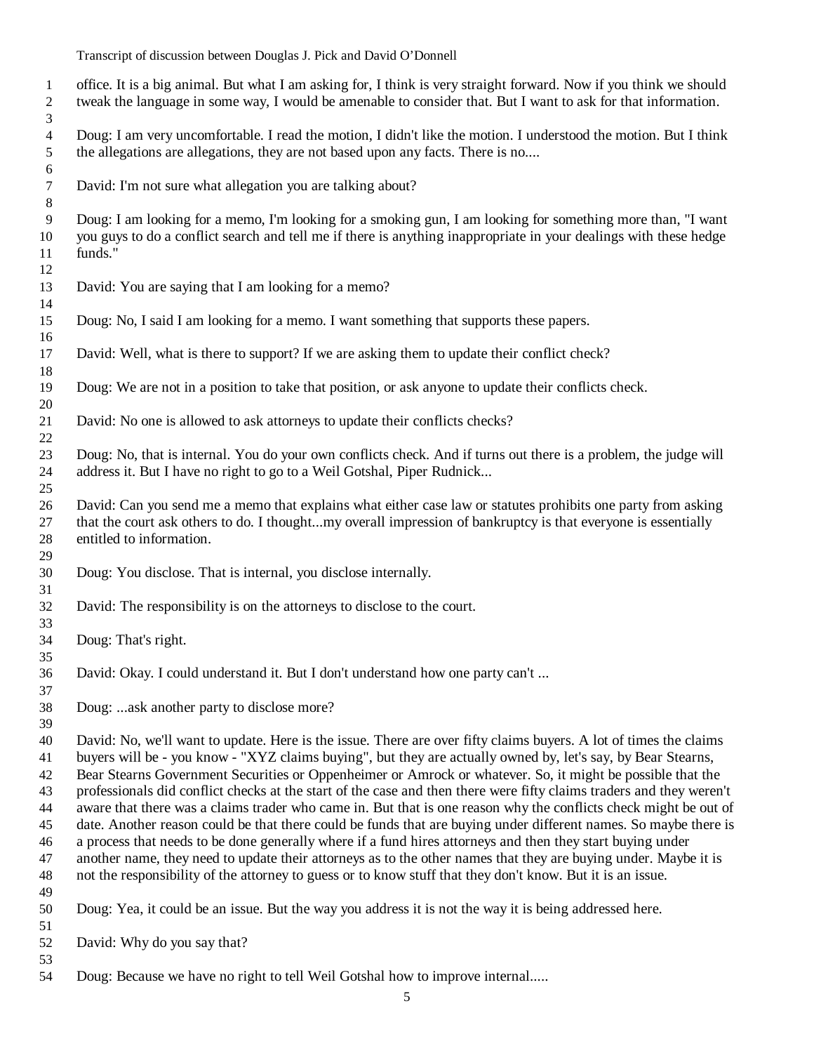office. It is a big animal. But what I am asking for, I think is very straight forward. Now if you think we should tweak the language in some way, I would be amenable to consider that. But I want to ask for that information.

Doug: I am very uncomfortable. I read the motion, I didn't like the motion. I understood the motion. But I think the allegations are allegations, they are not based upon any facts. There is no....

David: I'm not sure what allegation you are talking about?

Doug: I am looking for a memo, I'm looking for a smoking gun, I am looking for something more than, "I want you guys to do a conflict search and tell me if there is anything inappropriate in your dealings with these hedge funds."

David: You are saying that I am looking for a memo?

Doug: No, I said I am looking for a memo. I want something that supports these papers.

David: Well, what is there to support? If we are asking them to update their conflict check?

Doug: We are not in a position to take that position, or ask anyone to update their conflicts check.

David: No one is allowed to ask attorneys to update their conflicts checks?

Doug: No, that is internal. You do your own conflicts check. And if turns out there is a problem, the judge will address it. But I have no right to go to a Weil Gotshal, Piper Rudnick...

David: Can you send me a memo that explains what either case law or statutes prohibits one party from asking that the court ask others to do. I thought...my overall impression of bankruptcy is that everyone is essentially entitled to information.

Doug: You disclose. That is internal, you disclose internally.

David: The responsibility is on the attorneys to disclose to the court.

Doug: That's right.

David: Okay. I could understand it. But I don't understand how one party can't ...

Doug: ...ask another party to disclose more?

David: No, we'll want to update. Here is the issue. There are over fifty claims buyers. A lot of times the claims buyers will be - you know - "XYZ claims buying", but they are actually owned by, let's say, by Bear Stearns, Bear Stearns Government Securities or Oppenheimer or Amrock or whatever. So, it might be possible that the professionals did conflict checks at the start of the case and then there were fifty claims traders and they weren't aware that there was a claims trader who came in. But that is one reason why the conflicts check might be out of date. Another reason could be that there could be funds that are buying under different names. So maybe there is a process that needs to be done generally where if a fund hires attorneys and then they start buying under another name, they need to update their attorneys as to the other names that they are buying under. Maybe it is not the responsibility of the attorney to guess or to know stuff that they don't know. But it is an issue.

Doug: Yea, it could be an issue. But the way you address it is not the way it is being addressed here.

David: Why do you say that?

Doug: Because we have no right to tell Weil Gotshal how to improve internal.....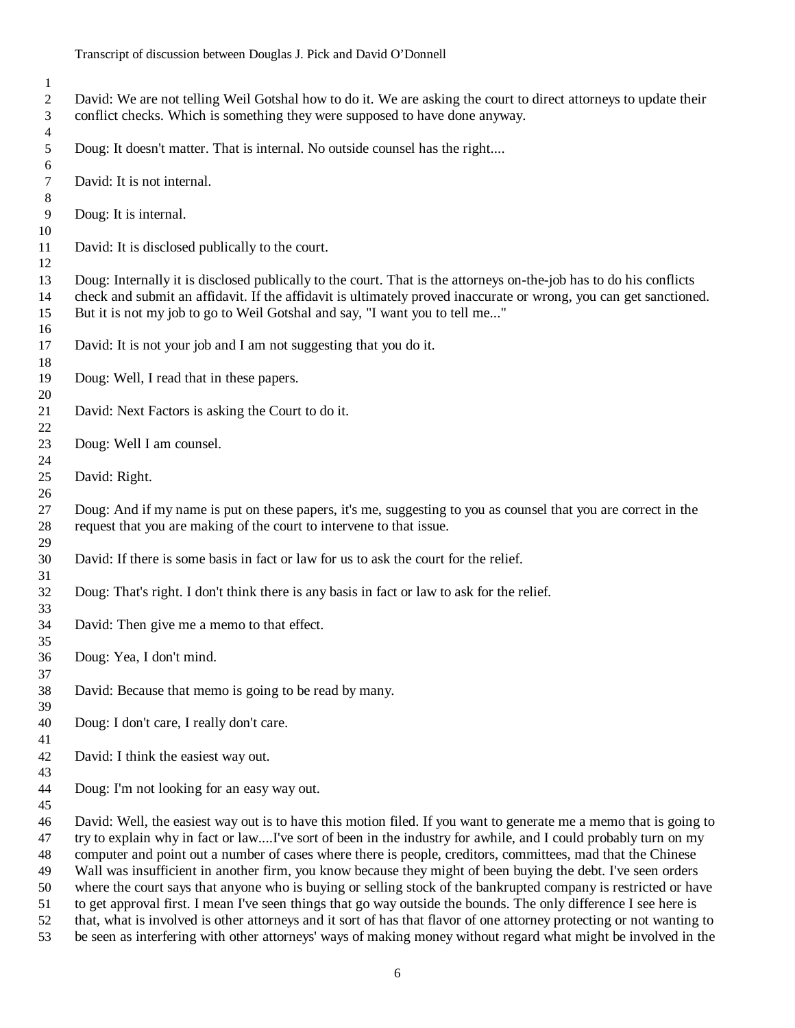Transcript of discussion between Douglas J. Pick and David O'Donnell

David: We are not telling Weil Gotshal how to do it. We are asking the court to direct attorneys to update their conflict checks. Which is something they were supposed to have done anyway.

Doug: It doesn't matter. That is internal. No outside counsel has the right....

David: It is not internal.

Doug: It is internal.

David: It is disclosed publically to the court.

Doug: Internally it is disclosed publically to the court. That is the attorneys on-the-job has to do his conflicts check and submit an affidavit. If the affidavit is ultimately proved inaccurate or wrong, you can get sanctioned. But it is not my job to go to Weil Gotshal and say, "I want you to tell me..."

David: It is not your job and I am not suggesting that you do it.

Doug: Well, I read that in these papers.

David: Next Factors is asking the Court to do it.

Doug: Well I am counsel.

David: Right.

Doug: And if my name is put on these papers, it's me, suggesting to you as counsel that you are correct in the request that you are making of the court to intervene to that issue.

David: If there is some basis in fact or law for us to ask the court for the relief.

Doug: That's right. I don't think there is any basis in fact or law to ask for the relief.

David: Then give me a memo to that effect.

Doug: Yea, I don't mind.

David: Because that memo is going to be read by many.

Doug: I don't care, I really don't care.

David: I think the easiest way out.

Doug: I'm not looking for an easy way out.

David: Well, the easiest way out is to have this motion filed. If you want to generate me a memo that is going to try to explain why in fact or law....I've sort of been in the industry for awhile, and I could probably turn on my computer and point out a number of cases where there is people, creditors, committees, mad that the Chinese Wall was insufficient in another firm, you know because they might of been buying the debt. I've seen orders where the court says that anyone who is buying or selling stock of the bankrupted company is restricted or have to get approval first. I mean I've seen things that go way outside the bounds. The only difference I see here is that, what is involved is other attorneys and it sort of has that flavor of one attorney protecting or not wanting to be seen as interfering with other attorneys' ways of making money without regard what might be involved in the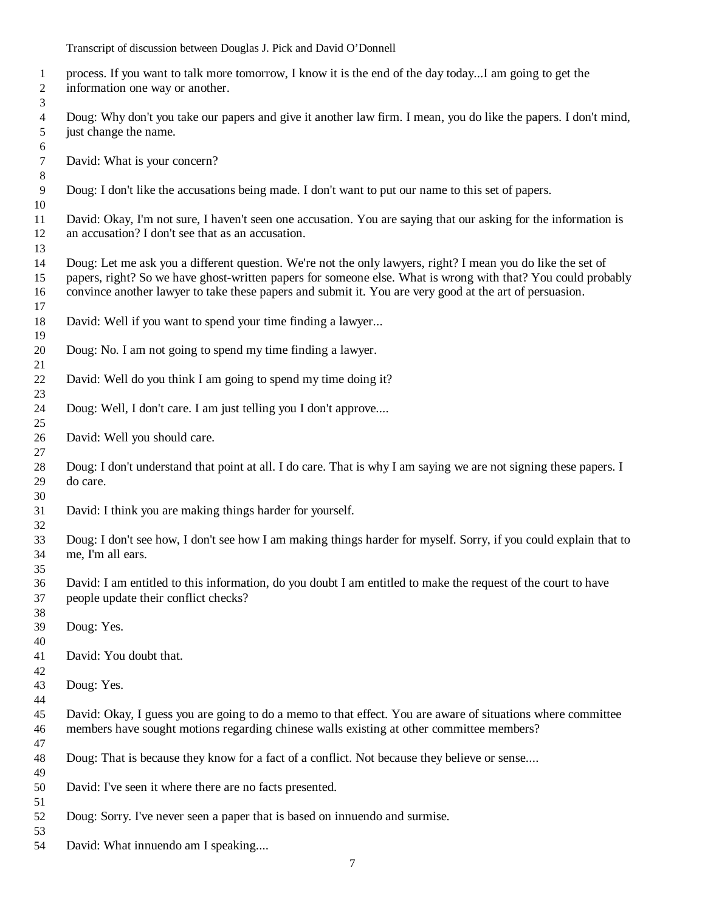process. If you want to talk more tomorrow, I know it is the end of the day today...I am going to get the information one way or another.

Doug: Why don't you take our papers and give it another law firm. I mean, you do like the papers. I don't mind, just change the name.

David: What is your concern?

Doug: I don't like the accusations being made. I don't want to put our name to this set of papers.

David: Okay, I'm not sure, I haven't seen one accusation. You are saying that our asking for the information is an accusation? I don't see that as an accusation.

Doug: Let me ask you a different question. We're not the only lawyers, right? I mean you do like the set of papers, right? So we have ghost-written papers for someone else. What is wrong with that? You could probably convince another lawyer to take these papers and submit it. You are very good at the art of persuasion.

David: Well if you want to spend your time finding a lawyer...

Doug: No. I am not going to spend my time finding a lawyer.

David: Well do you think I am going to spend my time doing it?

Doug: Well, I don't care. I am just telling you I don't approve....

David: Well you should care.

Doug: I don't understand that point at all. I do care. That is why I am saying we are not signing these papers. I do care.

David: I think you are making things harder for yourself.

Doug: I don't see how, I don't see how I am making things harder for myself. Sorry, if you could explain that to me, I'm all ears.

David: I am entitled to this information, do you doubt I am entitled to make the request of the court to have people update their conflict checks?

Doug: Yes.

David: You doubt that.

Doug: Yes.

David: Okay, I guess you are going to do a memo to that effect. You are aware of situations where committee members have sought motions regarding chinese walls existing at other committee members?

Doug: That is because they know for a fact of a conflict. Not because they believe or sense....

David: I've seen it where there are no facts presented.

Doug: Sorry. I've never seen a paper that is based on innuendo and surmise.

David: What innuendo am I speaking....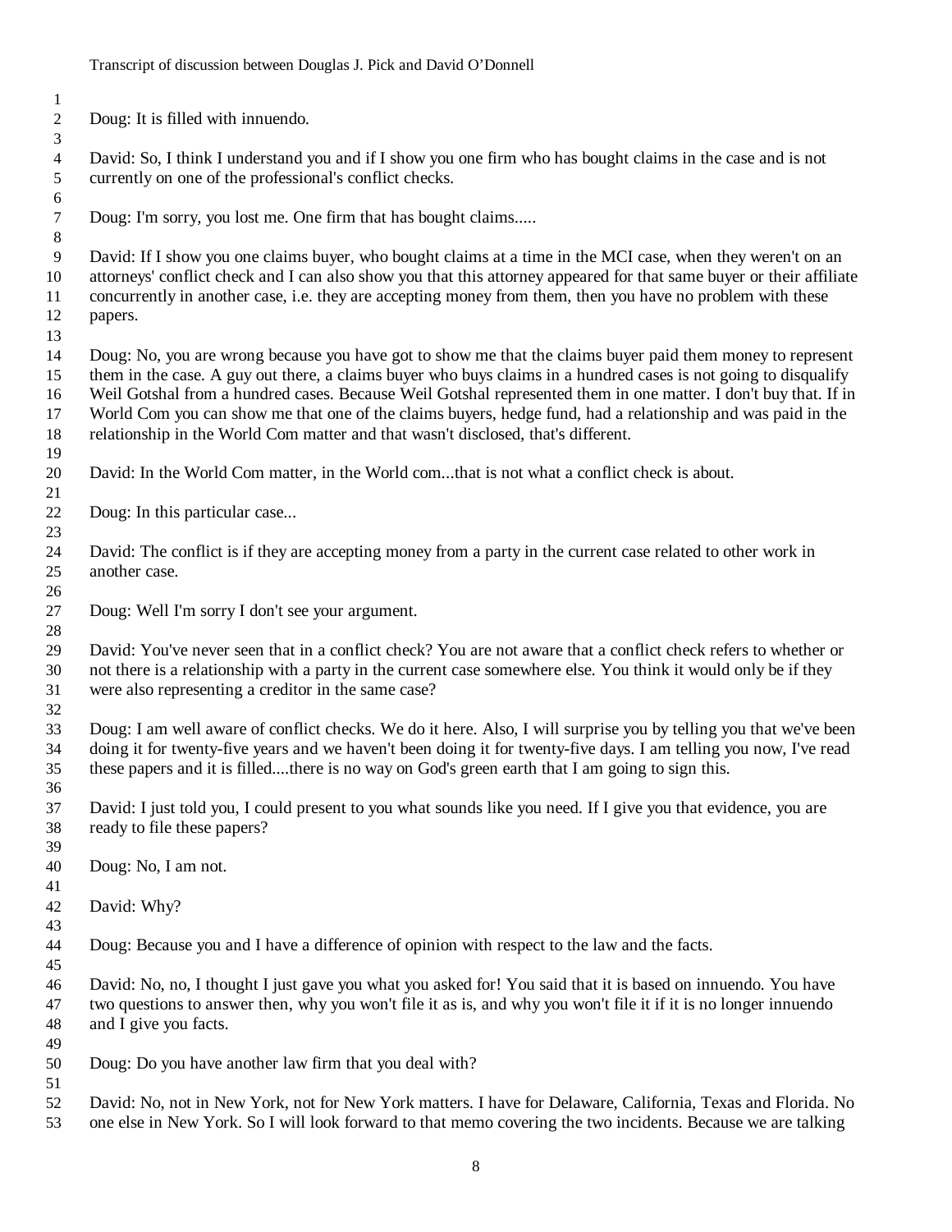Transcript of discussion between Douglas J. Pick and David O'Donnell

Doug: It is filled with innuendo.

David: So, I think I understand you and if I show you one firm who has bought claims in the case and is not currently on one of the professional's conflict checks.

Doug: I'm sorry, you lost me. One firm that has bought claims.....

David: If I show you one claims buyer, who bought claims at a time in the MCI case, when they weren't on an attorneys' conflict check and I can also show you that this attorney appeared for that same buyer or their affiliate concurrently in another case, i.e. they are accepting money from them, then you have no problem with these papers.

Doug: No, you are wrong because you have got to show me that the claims buyer paid them money to represent them in the case. A guy out there, a claims buyer who buys claims in a hundred cases is not going to disqualify Weil Gotshal from a hundred cases. Because Weil Gotshal represented them in one matter. I don't buy that. If in World Com you can show me that one of the claims buyers, hedge fund, had a relationship and was paid in the relationship in the World Com matter and that wasn't disclosed, that's different.

David: In the World Com matter, in the World com...that is not what a conflict check is about.

Doug: In this particular case...

David: The conflict is if they are accepting money from a party in the current case related to other work in another case.

Doug: Well I'm sorry I don't see your argument.

David: You've never seen that in a conflict check? You are not aware that a conflict check refers to whether or not there is a relationship with a party in the current case somewhere else. You think it would only be if they were also representing a creditor in the same case?

Doug: I am well aware of conflict checks. We do it here. Also, I will surprise you by telling you that we've been doing it for twenty-five years and we haven't been doing it for twenty-five days. I am telling you now, I've read these papers and it is filled....there is no way on God's green earth that I am going to sign this.

David: I just told you, I could present to you what sounds like you need. If I give you that evidence, you are ready to file these papers?

Doug: No, I am not.

David: Why?

Doug: Because you and I have a difference of opinion with respect to the law and the facts.

David: No, no, I thought I just gave you what you asked for! You said that it is based on innuendo. You have two questions to answer then, why you won't file it as is, and why you won't file it if it is no longer innuendo and I give you facts.

Doug: Do you have another law firm that you deal with?

David: No, not in New York, not for New York matters. I have for Delaware, California, Texas and Florida. No one else in New York. So I will look forward to that memo covering the two incidents. Because we are talking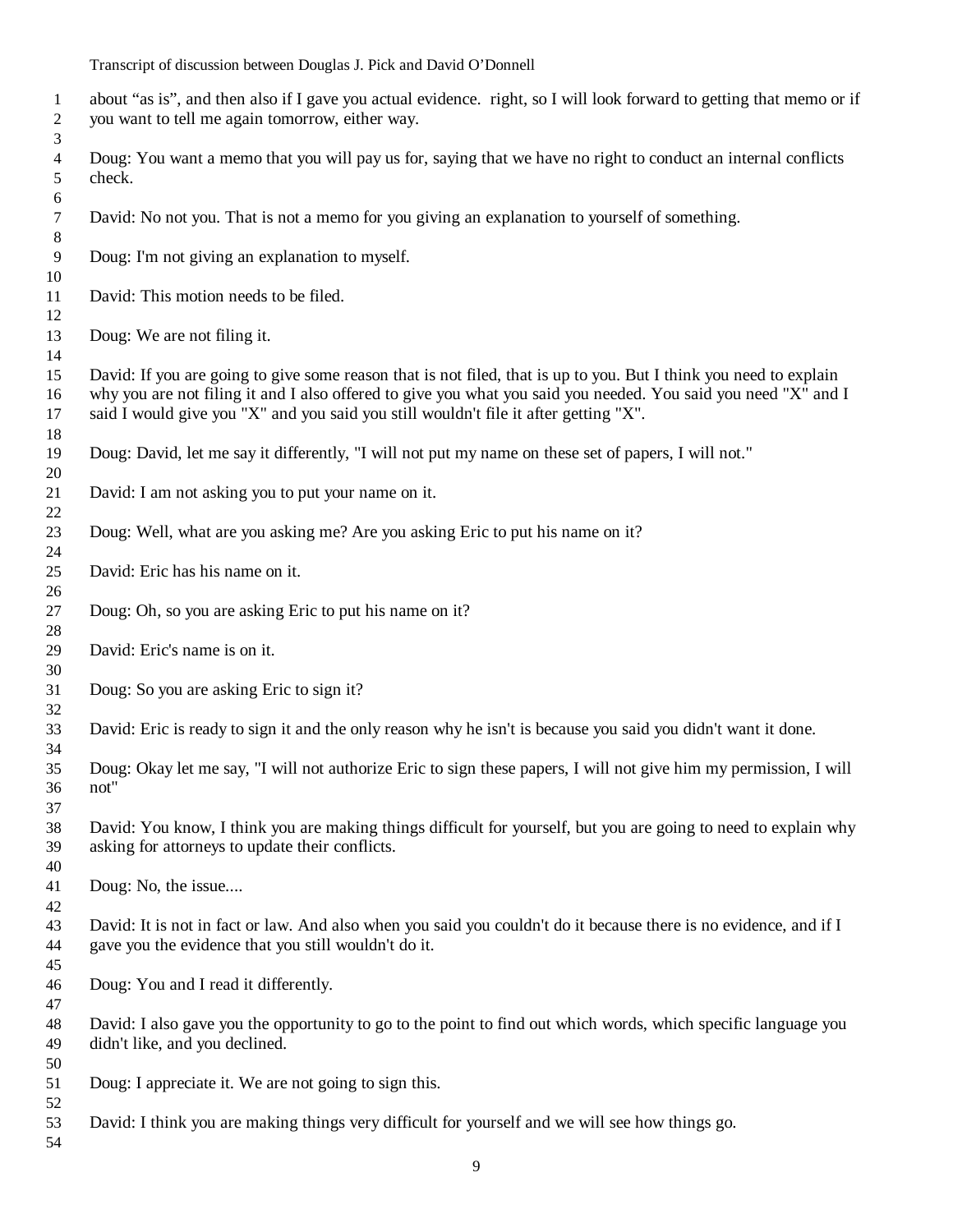about "as is", and then also if I gave you actual evidence. right, so I will look forward to getting that memo or if you want to tell me again tomorrow, either way.

Doug: You want a memo that you will pay us for, saying that we have no right to conduct an internal conflicts check.

David: No not you. That is not a memo for you giving an explanation to yourself of something.

Doug: I'm not giving an explanation to myself.

David: This motion needs to be filed.

Doug: We are not filing it.

David: If you are going to give some reason that is not filed, that is up to you. But I think you need to explain why you are not filing it and I also offered to give you what you said you needed. You said you need "X" and I said I would give you "X" and you said you still wouldn't file it after getting "X".

Doug: David, let me say it differently, "I will not put my name on these set of papers, I will not."

David: I am not asking you to put your name on it.

Doug: Well, what are you asking me? Are you asking Eric to put his name on it?

David: Eric has his name on it.

Doug: Oh, so you are asking Eric to put his name on it?

David: Eric's name is on it.

Doug: So you are asking Eric to sign it?

David: Eric is ready to sign it and the only reason why he isn't is because you said you didn't want it done.

Doug: Okay let me say, "I will not authorize Eric to sign these papers, I will not give him my permission, I will not"

David: You know, I think you are making things difficult for yourself, but you are going to need to explain why asking for attorneys to update their conflicts.

Doug: No, the issue....

David: It is not in fact or law. And also when you said you couldn't do it because there is no evidence, and if I gave you the evidence that you still wouldn't do it.

Doug: You and I read it differently.

David: I also gave you the opportunity to go to the point to find out which words, which specific language you didn't like, and you declined.

Doug: I appreciate it. We are not going to sign this.

David: I think you are making things very difficult for yourself and we will see how things go.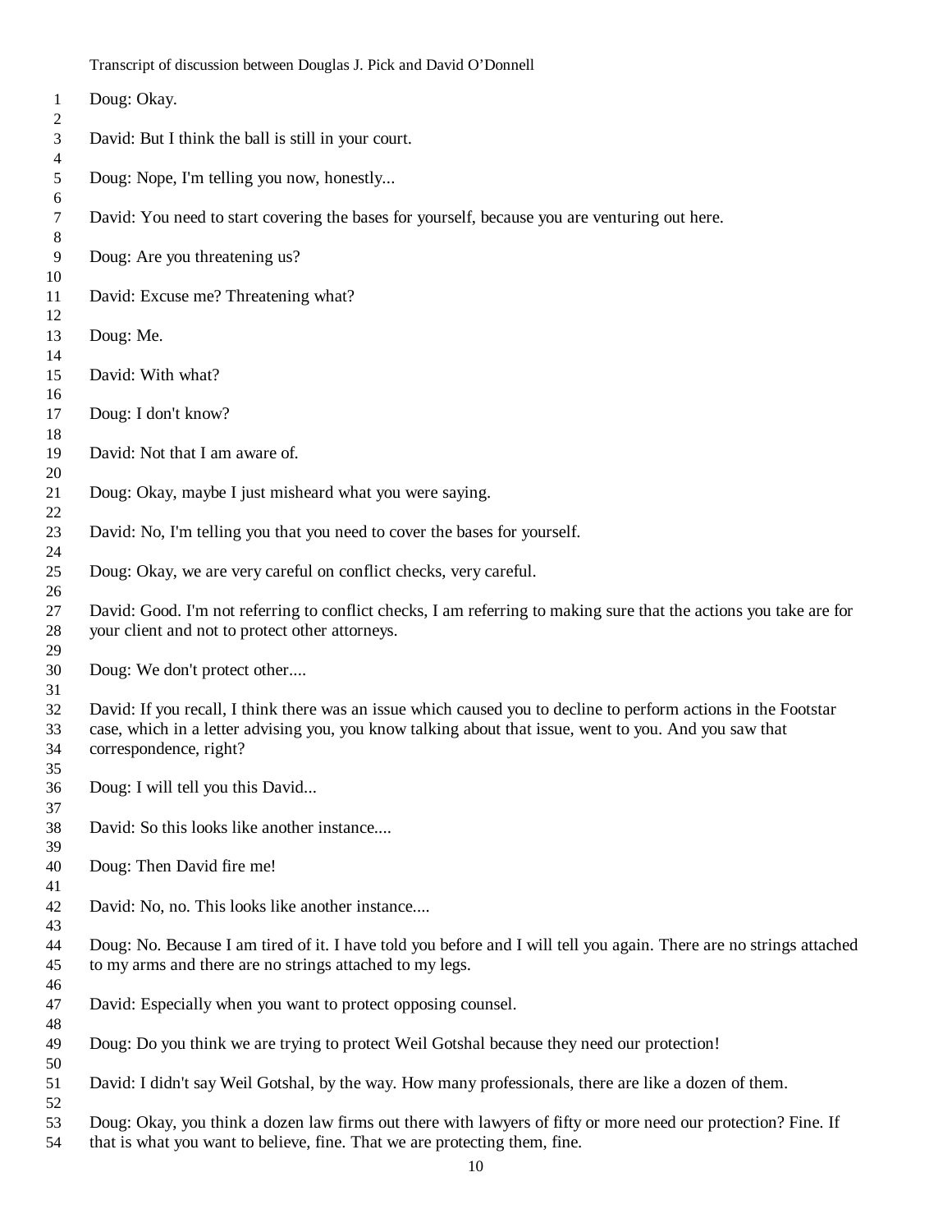Doug: Okay.

David: But I think the ball is still in your court.

Doug: Nope, I'm telling you now, honestly...

David: You need to start covering the bases for yourself, because you are venturing out here.

Doug: Are you threatening us?

David: Excuse me? Threatening what?

Doug: Me.

David: With what?

Doug: I don't know?

David: Not that I am aware of.

Doug: Okay, maybe I just misheard what you were saying.

David: No, I'm telling you that you need to cover the bases for yourself.

Doug: Okay, we are very careful on conflict checks, very careful.

David: Good. I'm not referring to conflict checks, I am referring to making sure that the actions you take are for your client and not to protect other attorneys.

Doug: We don't protect other....

David: If you recall, I think there was an issue which caused you to decline to perform actions in the Footstar case, which in a letter advising you, you know talking about that issue, went to you. And you saw that correspondence, right?

Doug: I will tell you this David...

David: So this looks like another instance....

Doug: Then David fire me!

David: No, no. This looks like another instance....

Doug: No. Because I am tired of it. I have told you before and I will tell you again. There are no strings attached to my arms and there are no strings attached to my legs.

David: Especially when you want to protect opposing counsel.

Doug: Do you think we are trying to protect Weil Gotshal because they need our protection!

David: I didn't say Weil Gotshal, by the way. How many professionals, there are like a dozen of them.

Doug: Okay, you think a dozen law firms out there with lawyers of fifty or more need our protection? Fine. If that is what you want to believe, fine. That we are protecting them, fine.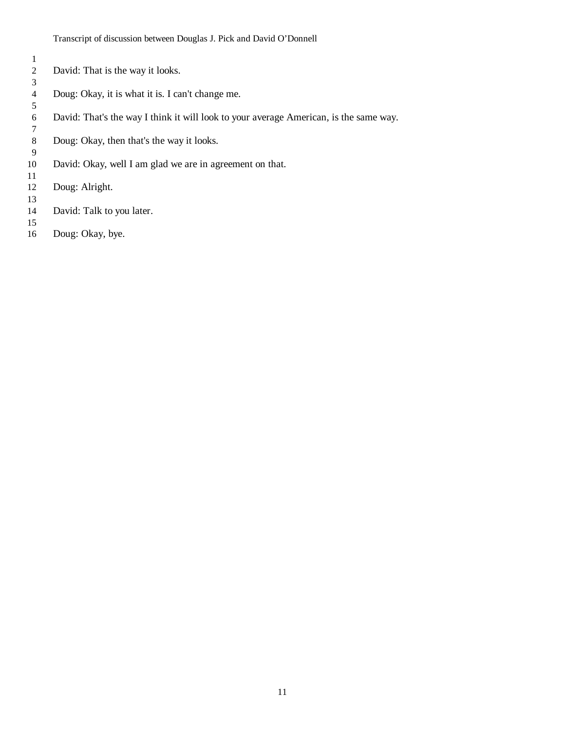David: That is the way it looks.

Doug: Okay, it is what it is. I can't change me.

David: That's the way I think it will look to your average American, is the same way.

Doug: Okay, then that's the way it looks.

David: Okay, well I am glad we are in agreement on that.

Doug: Alright.

David: Talk to you later.

Doug: Okay, bye.